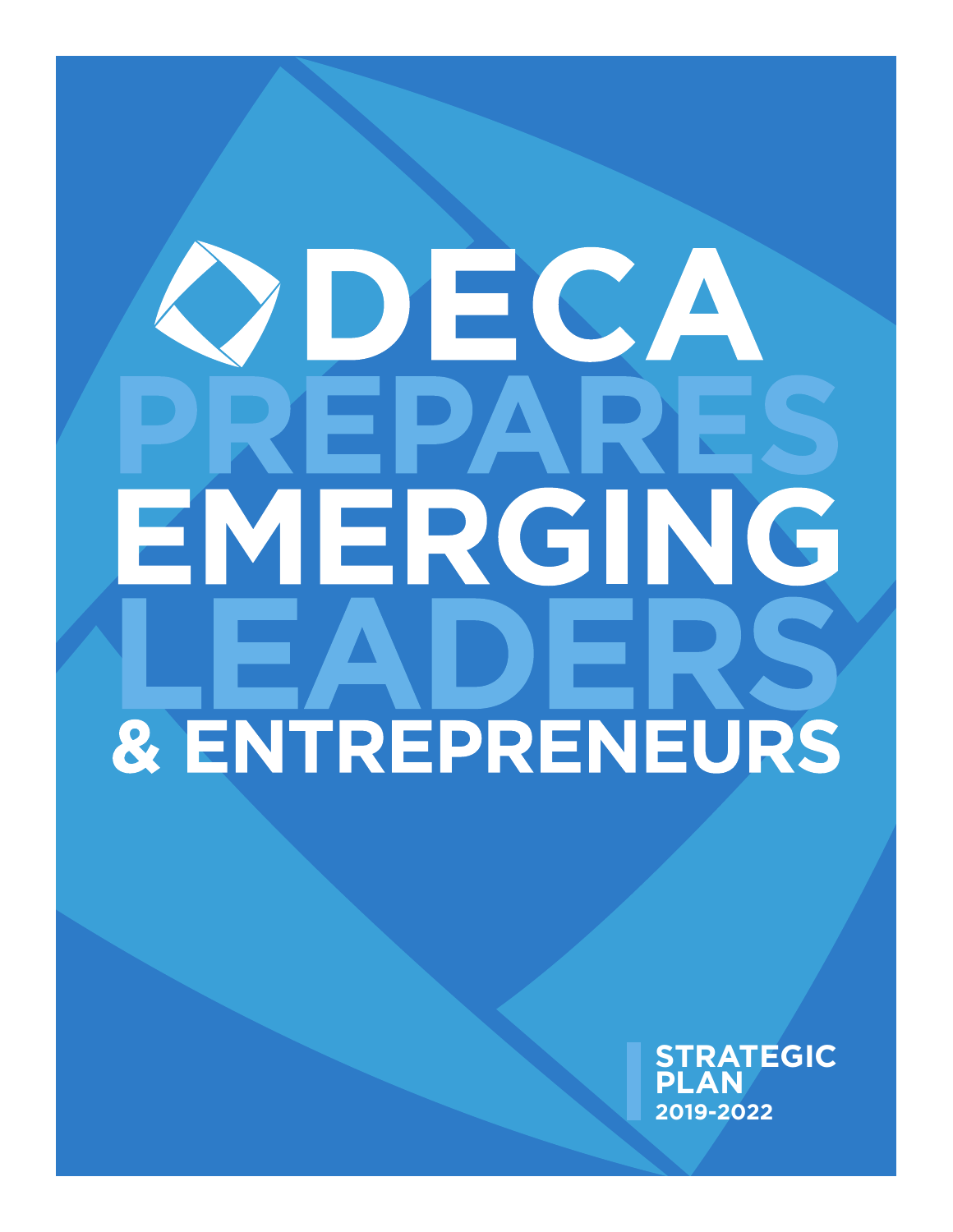# DECA PREPARES EMERGING LEADERS & ENTREPRENEURS

**STRATEGIC PLAN**
**2019-2022**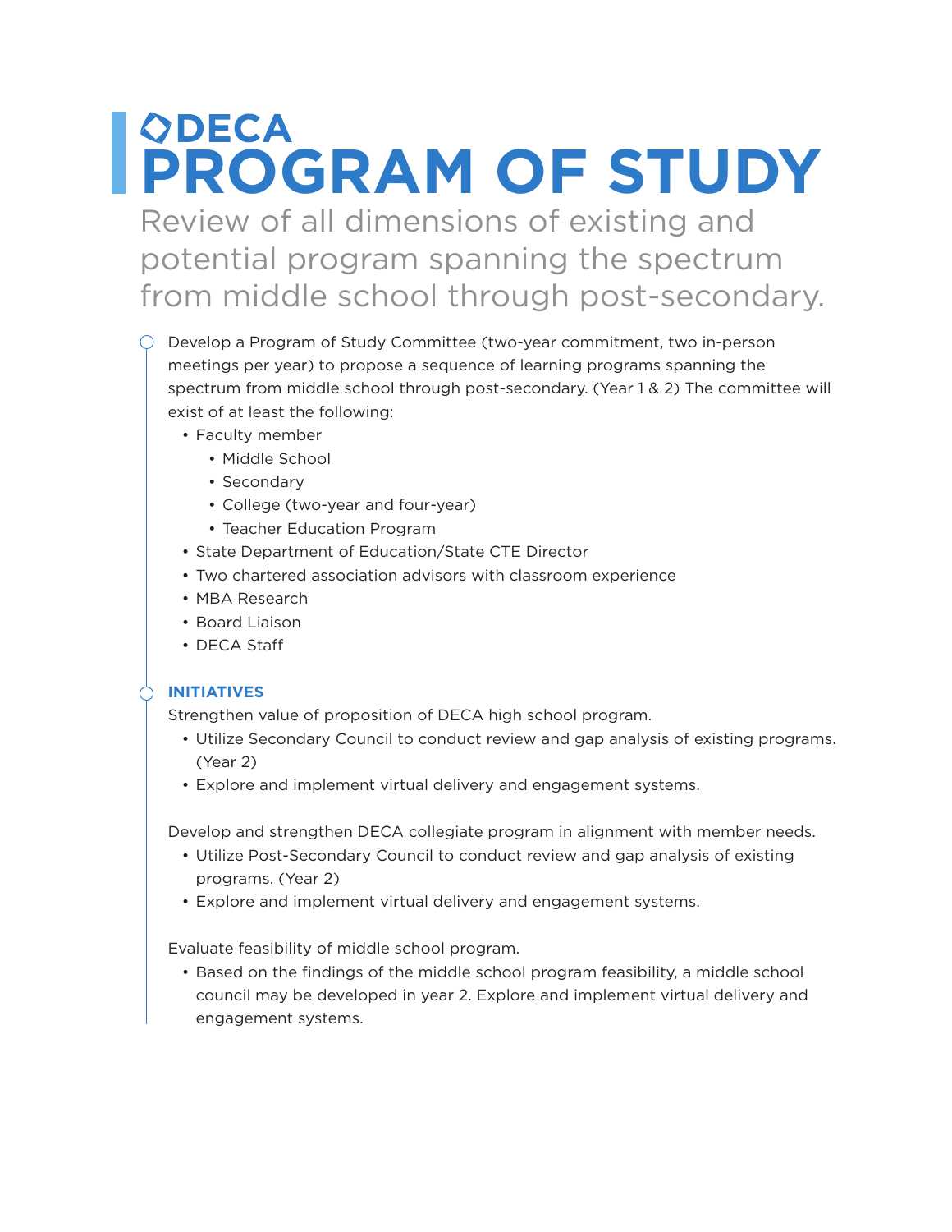# DECA

# PROGRAM OF STUDY

Review of all dimensions of existing and potential program spanning the spectrum from middle school through post-secondary.

Develop a Program of Study Committee (two-year commitment, two in-person meetings per year) to propose a sequence of learning programs spanning the spectrum from middle school through post-secondary. (Year 1 & 2) The committee will exist of at least the following:

- Faculty member
  - Middle School
  - Secondary
  - College (two-year and four-year)
  - Teacher Education Program
- State Department of Education/State CTE Director
- Two chartered association advisors with classroom experience
- MBA Research
- Board Liaison
- DECA Staff

## INITIATIVES

Strengthen value of proposition of DECA high school program.

- Utilize Secondary Council to conduct review and gap analysis of existing programs. (Year 2)
- Explore and implement virtual delivery and engagement systems.

Develop and strengthen DECA collegiate program in alignment with member needs.

- Utilize Post-Secondary Council to conduct review and gap analysis of existing programs. (Year 2)
- Explore and implement virtual delivery and engagement systems.

Evaluate feasibility of middle school program.

- Based on the findings of the middle school program feasibility, a middle school council may be developed in year 2. Explore and implement virtual delivery and engagement systems.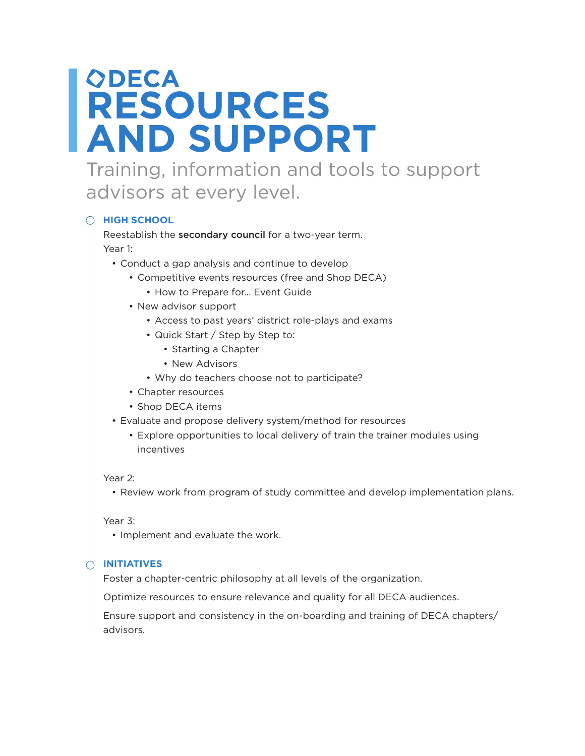DECA

# RESOURCES AND SUPPORT

Training, information and tools to support advisors at every level.

## HIGH SCHOOL

Reestablish the **secondary council** for a two-year term.

Year 1:

- Conduct a gap analysis and continue to develop
  - Competitive events resources (free and Shop DECA)
    - How to Prepare for... Event Guide
  - New advisor support
    - Access to past years' district role-plays and exams
    - Quick Start / Step by Step to:
      - Starting a Chapter
      - New Advisors
    - Why do teachers choose not to participate?
  - Chapter resources
  - Shop DECA items
- Evaluate and propose delivery system/method for resources
  - Explore opportunities to local delivery of train the trainer modules using incentives

Year 2:

- Review work from program of study committee and develop implementation plans.

Year 3:

- Implement and evaluate the work.

## INITIATIVES

Foster a chapter-centric philosophy at all levels of the organization.

Optimize resources to ensure relevance and quality for all DECA audiences.

Ensure support and consistency in the on-boarding and training of DECA chapters/advisors.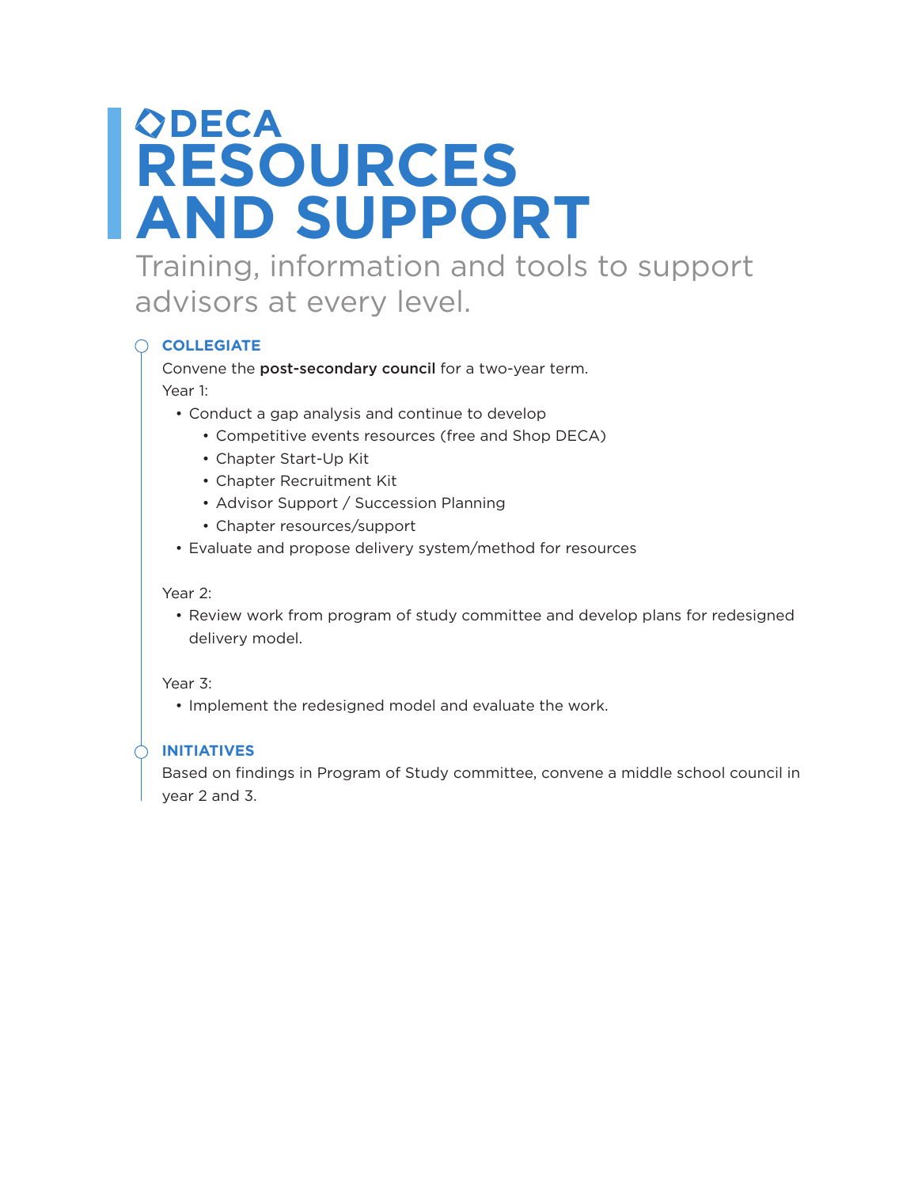DECA

# RESOURCES AND SUPPORT

Training, information and tools to support advisors at every level.

### COLLEGIATE

Convene the **post-secondary council** for a two-year term.

Year 1:

- Conduct a gap analysis and continue to develop
  - Competitive events resources (free and Shop DECA)
  - Chapter Start-Up Kit
  - Chapter Recruitment Kit
  - Advisor Support / Succession Planning
  - Chapter resources/support
- Evaluate and propose delivery system/method for resources

Year 2:

- Review work from program of study committee and develop plans for redesigned delivery model.

Year 3:

- Implement the redesigned model and evaluate the work.

### INITIATIVES

Based on findings in Program of Study committee, convene a middle school council in year 2 and 3.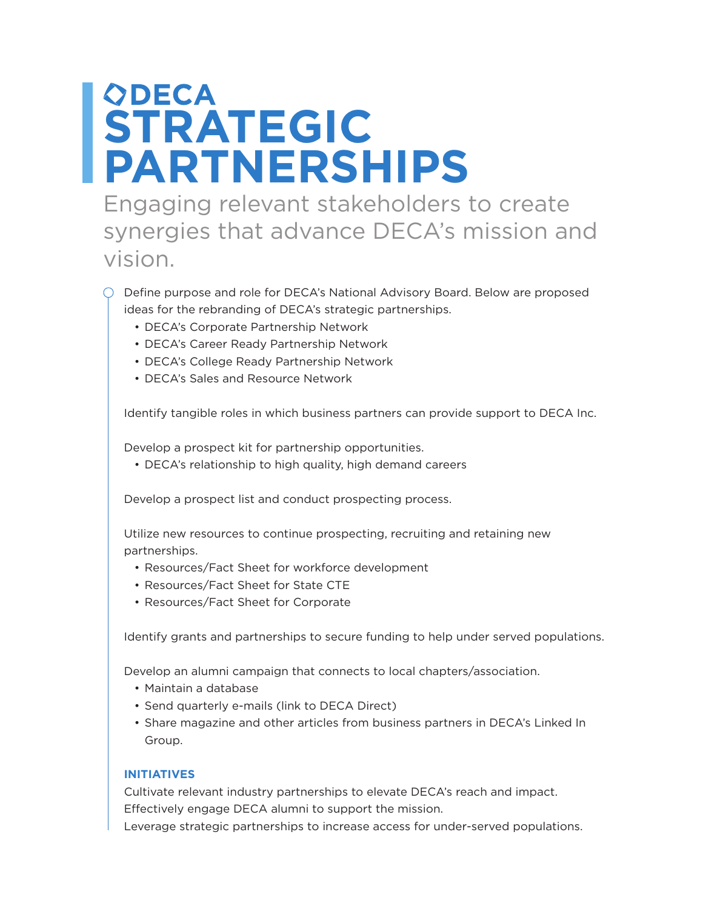# DECA STRATEGIC PARTNERSHIPS

Engaging relevant stakeholders to create synergies that advance DECA's mission and vision.

Define purpose and role for DECA's National Advisory Board. Below are proposed ideas for the rebranding of DECA's strategic partnerships.

- DECA's Corporate Partnership Network
- DECA's Career Ready Partnership Network
- DECA's College Ready Partnership Network
- DECA's Sales and Resource Network

Identify tangible roles in which business partners can provide support to DECA Inc.

Develop a prospect kit for partnership opportunities.

- DECA's relationship to high quality, high demand careers

Develop a prospect list and conduct prospecting process.

Utilize new resources to continue prospecting, recruiting and retaining new partnerships.

- Resources/Fact Sheet for workforce development
- Resources/Fact Sheet for State CTE
- Resources/Fact Sheet for Corporate

Identify grants and partnerships to secure funding to help under served populations.

Develop an alumni campaign that connects to local chapters/association.

- Maintain a database
- Send quarterly e-mails (link to DECA Direct)
- Share magazine and other articles from business partners in DECA's Linked In Group.

### INITIATIVES

Cultivate relevant industry partnerships to elevate DECA's reach and impact.
Effectively engage DECA alumni to support the mission.
Leverage strategic partnerships to increase access for under-served populations.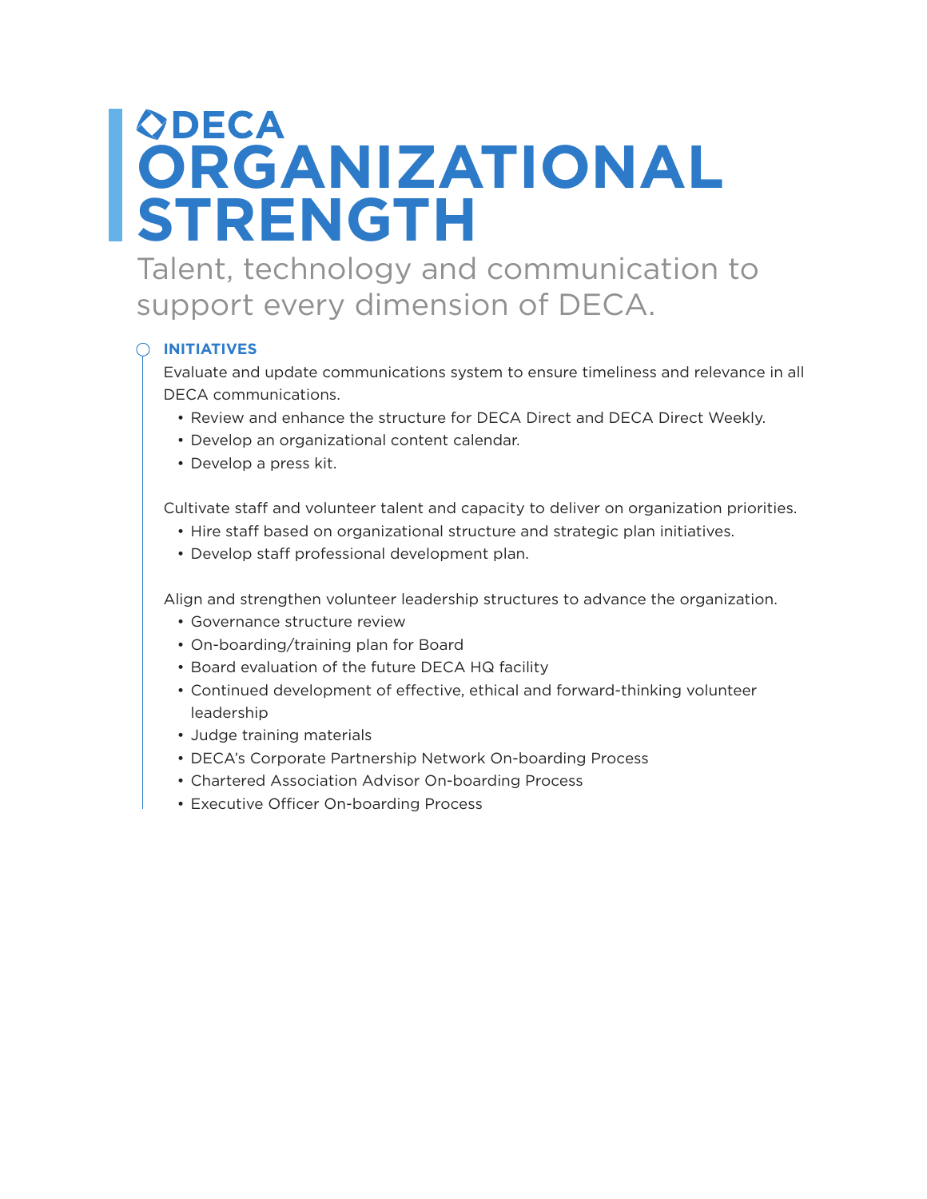DECA

# ORGANIZATIONAL STRENGTH

Talent, technology and communication to support every dimension of DECA.

### INITIATIVES

Evaluate and update communications system to ensure timeliness and relevance in all DECA communications.

- Review and enhance the structure for DECA Direct and DECA Direct Weekly.
- Develop an organizational content calendar.
- Develop a press kit.

Cultivate staff and volunteer talent and capacity to deliver on organization priorities.

- Hire staff based on organizational structure and strategic plan initiatives.
- Develop staff professional development plan.

Align and strengthen volunteer leadership structures to advance the organization.

- Governance structure review
- On-boarding/training plan for Board
- Board evaluation of the future DECA HQ facility
- Continued development of effective, ethical and forward-thinking volunteer leadership
- Judge training materials
- DECA's Corporate Partnership Network On-boarding Process
- Chartered Association Advisor On-boarding Process
- Executive Officer On-boarding Process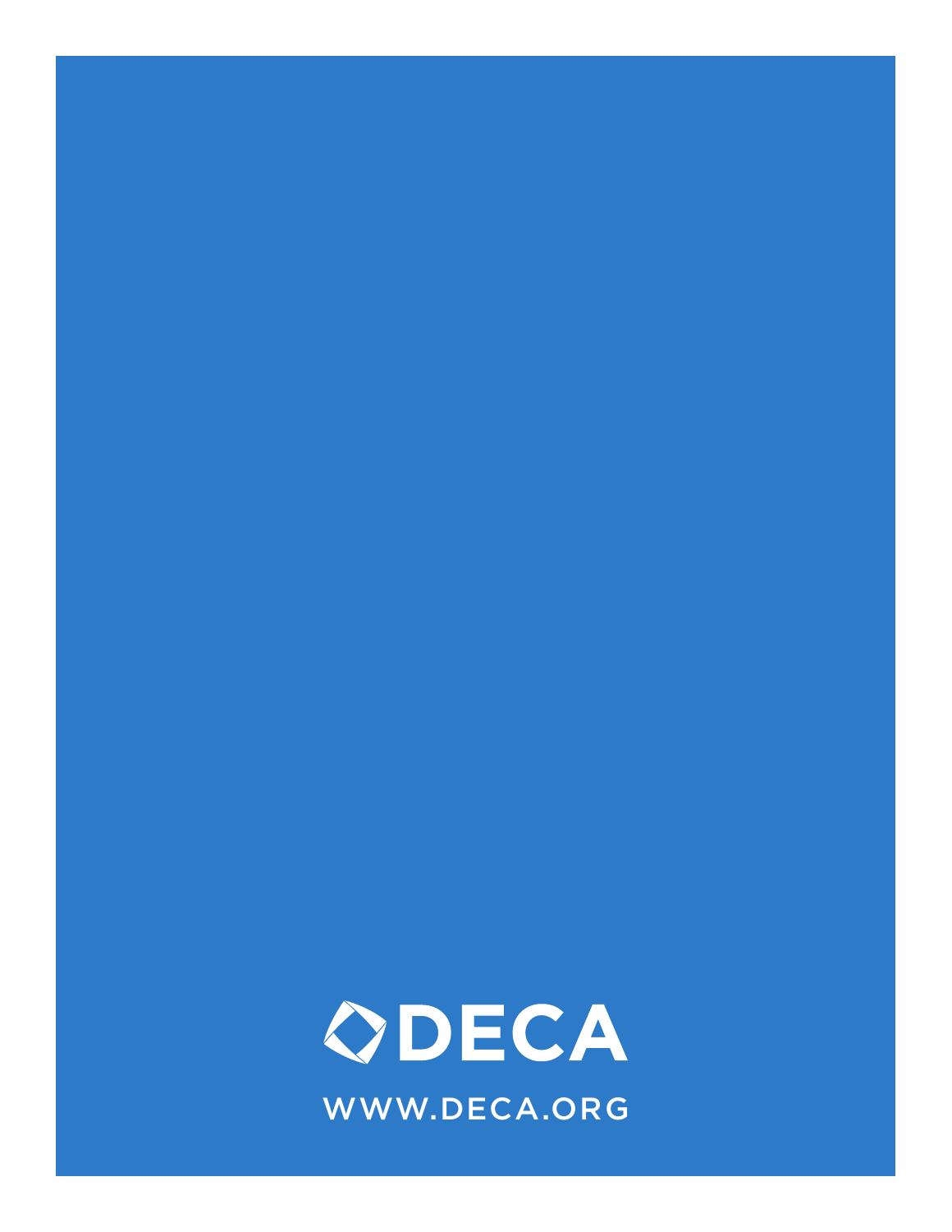DECA

WWW.DECA.ORG